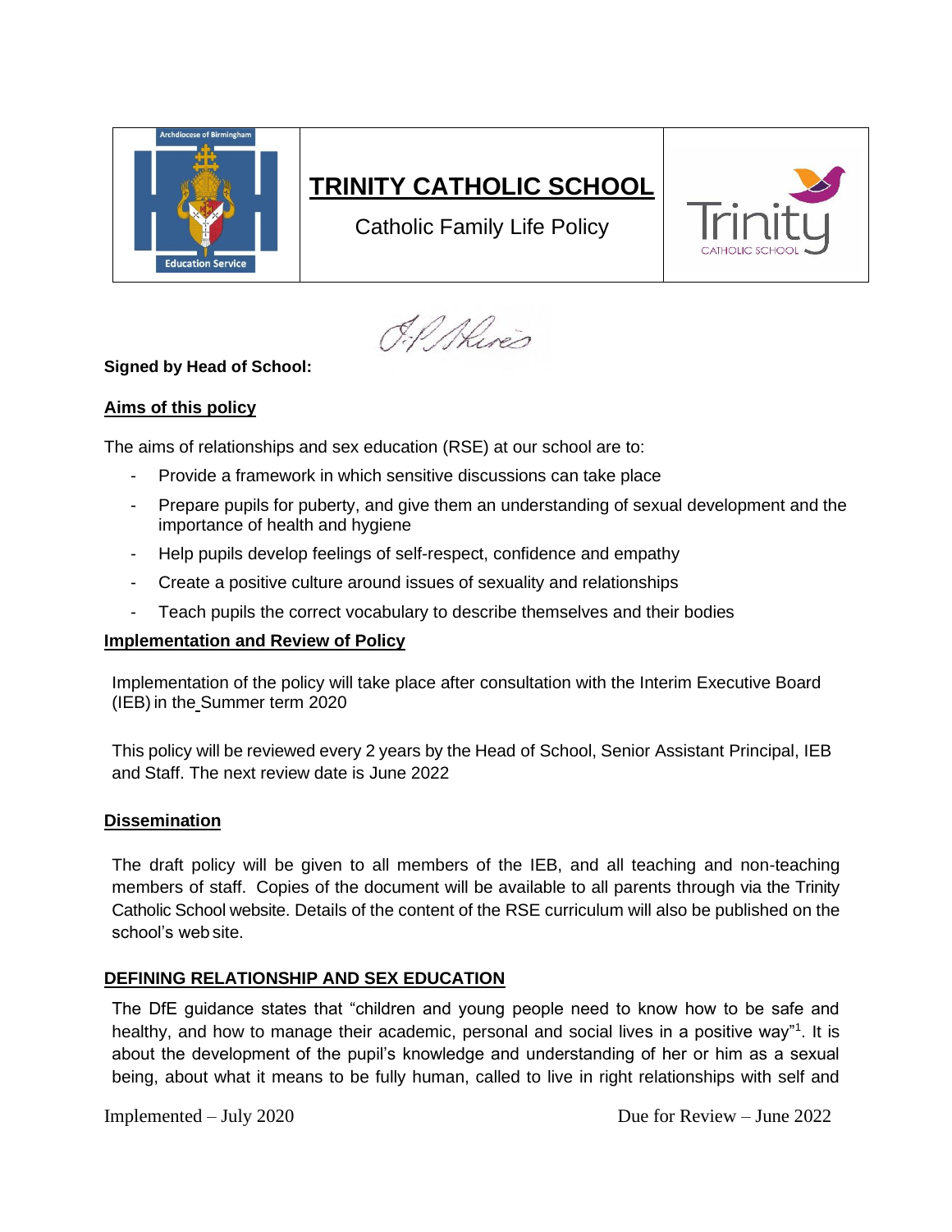# TRINITY CATHOLIC SCHOOL

Catholic Family Life Policy

**Signed by Head of School:**

## Aims of this policy

The aims of relationships and sex education (RSE) at our school are to:

- Provide a framework in which sensitive discussions can take place
- Prepare pupils for puberty, and give them an understanding of sexual development and the importance of health and hygiene
- Help pupils develop feelings of self-respect, confidence and empathy
- Create a positive culture around issues of sexuality and relationships
- Teach pupils the correct vocabulary to describe themselves and their bodies

## Implementation and Review of Policy

Implementation of the policy will take place after consultation with the Interim Executive Board (IEB) in the Summer term 2020

This policy will be reviewed every 2 years by the Head of School, Senior Assistant Principal, IEB and Staff. The next review date is June 2022

## Dissemination

The draft policy will be given to all members of the IEB, and all teaching and non-teaching members of staff. Copies of the document will be available to all parents through via the Trinity Catholic School website. Details of the content of the RSE curriculum will also be published on the school's web site.

## DEFINING RELATIONSHIP AND SEX EDUCATION

The DfE guidance states that "children and young people need to know how to be safe and healthy, and how to manage their academic, personal and social lives in a positive way"[1]. It is about the development of the pupil's knowledge and understanding of her or him as a sexual being, about what it means to be fully human, called to live in right relationships with self and

Implemented – July 2020 Due for Review – June 2022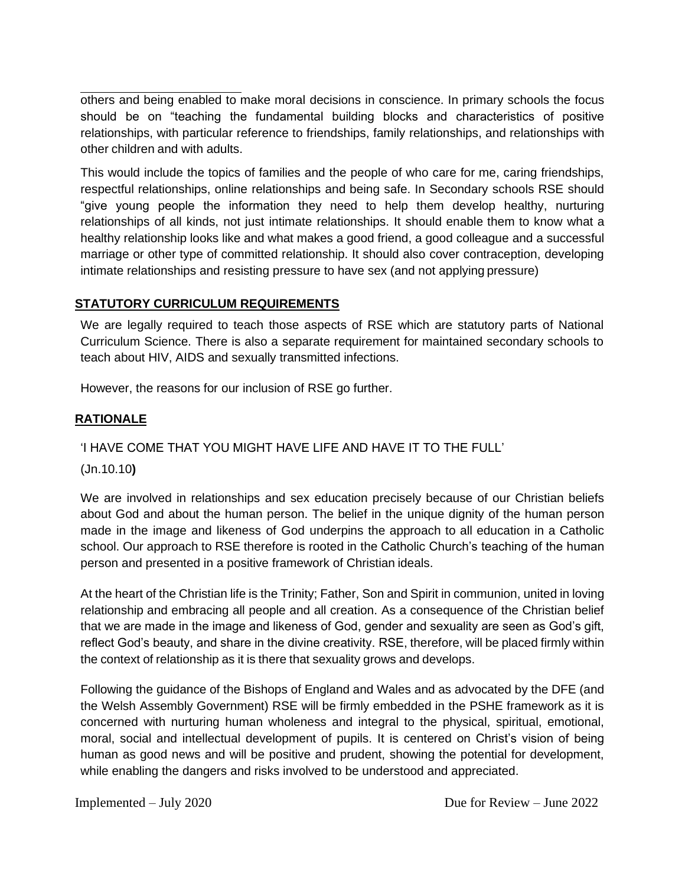others and being enabled to make moral decisions in conscience. In primary schools the focus should be on "teaching the fundamental building blocks and characteristics of positive relationships, with particular reference to friendships, family relationships, and relationships with other children and with adults.

This would include the topics of families and the people of who care for me, caring friendships, respectful relationships, online relationships and being safe. In Secondary schools RSE should "give young people the information they need to help them develop healthy, nurturing relationships of all kinds, not just intimate relationships. It should enable them to know what a healthy relationship looks like and what makes a good friend, a good colleague and a successful marriage or other type of committed relationship. It should also cover contraception, developing intimate relationships and resisting pressure to have sex (and not applying pressure)

## STATUTORY CURRICULUM REQUIREMENTS

We are legally required to teach those aspects of RSE which are statutory parts of National Curriculum Science. There is also a separate requirement for maintained secondary schools to teach about HIV, AIDS and sexually transmitted infections.

However, the reasons for our inclusion of RSE go further.

## RATIONALE

'I HAVE COME THAT YOU MIGHT HAVE LIFE AND HAVE IT TO THE FULL'

(Jn.10.10**)**

We are involved in relationships and sex education precisely because of our Christian beliefs about God and about the human person. The belief in the unique dignity of the human person made in the image and likeness of God underpins the approach to all education in a Catholic school. Our approach to RSE therefore is rooted in the Catholic Church's teaching of the human person and presented in a positive framework of Christian ideals.

At the heart of the Christian life is the Trinity; Father, Son and Spirit in communion, united in loving relationship and embracing all people and all creation. As a consequence of the Christian belief that we are made in the image and likeness of God, gender and sexuality are seen as God's gift, reflect God's beauty, and share in the divine creativity. RSE, therefore, will be placed firmly within the context of relationship as it is there that sexuality grows and develops.

Following the guidance of the Bishops of England and Wales and as advocated by the DFE (and the Welsh Assembly Government) RSE will be firmly embedded in the PSHE framework as it is concerned with nurturing human wholeness and integral to the physical, spiritual, emotional, moral, social and intellectual development of pupils. It is centered on Christ's vision of being human as good news and will be positive and prudent, showing the potential for development, while enabling the dangers and risks involved to be understood and appreciated.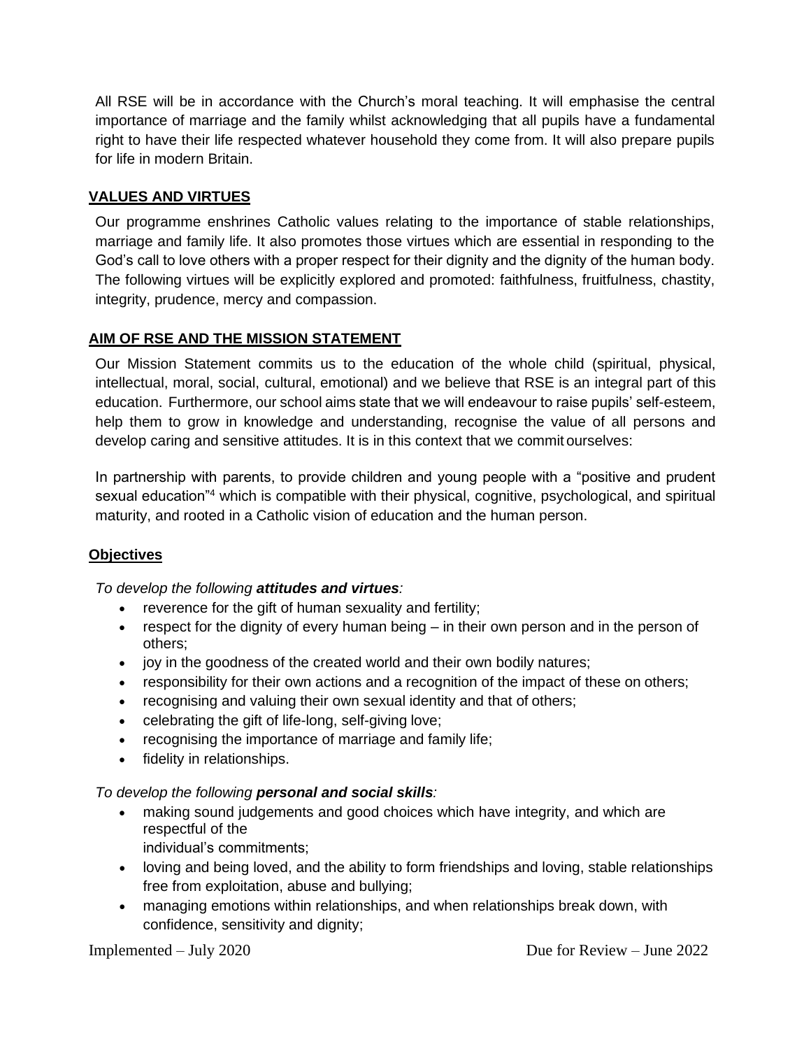All RSE will be in accordance with the Church's moral teaching. It will emphasise the central importance of marriage and the family whilst acknowledging that all pupils have a fundamental right to have their life respected whatever household they come from. It will also prepare pupils for life in modern Britain.

## VALUES AND VIRTUES

Our programme enshrines Catholic values relating to the importance of stable relationships, marriage and family life. It also promotes those virtues which are essential in responding to the God's call to love others with a proper respect for their dignity and the dignity of the human body. The following virtues will be explicitly explored and promoted: faithfulness, fruitfulness, chastity, integrity, prudence, mercy and compassion.

## AIM OF RSE AND THE MISSION STATEMENT

Our Mission Statement commits us to the education of the whole child (spiritual, physical, intellectual, moral, social, cultural, emotional) and we believe that RSE is an integral part of this education. Furthermore, our school aims state that we will endeavour to raise pupils' self-esteem, help them to grow in knowledge and understanding, recognise the value of all persons and develop caring and sensitive attitudes. It is in this context that we commit ourselves:

In partnership with parents, to provide children and young people with a "positive and prudent sexual education"[4] which is compatible with their physical, cognitive, psychological, and spiritual maturity, and rooted in a Catholic vision of education and the human person.

## Objectives

*To develop the following **attitudes and virtues**:*

- reverence for the gift of human sexuality and fertility;
- respect for the dignity of every human being – in their own person and in the person of others;
- joy in the goodness of the created world and their own bodily natures;
- responsibility for their own actions and a recognition of the impact of these on others;
- recognising and valuing their own sexual identity and that of others;
- celebrating the gift of life-long, self-giving love;
- recognising the importance of marriage and family life;
- fidelity in relationships.

*To develop the following **personal and social skills**:*

- making sound judgements and good choices which have integrity, and which are respectful of the individual's commitments;
- loving and being loved, and the ability to form friendships and loving, stable relationships free from exploitation, abuse and bullying;
- managing emotions within relationships, and when relationships break down, with confidence, sensitivity and dignity;

Implemented – July 2020 Due for Review – June 2022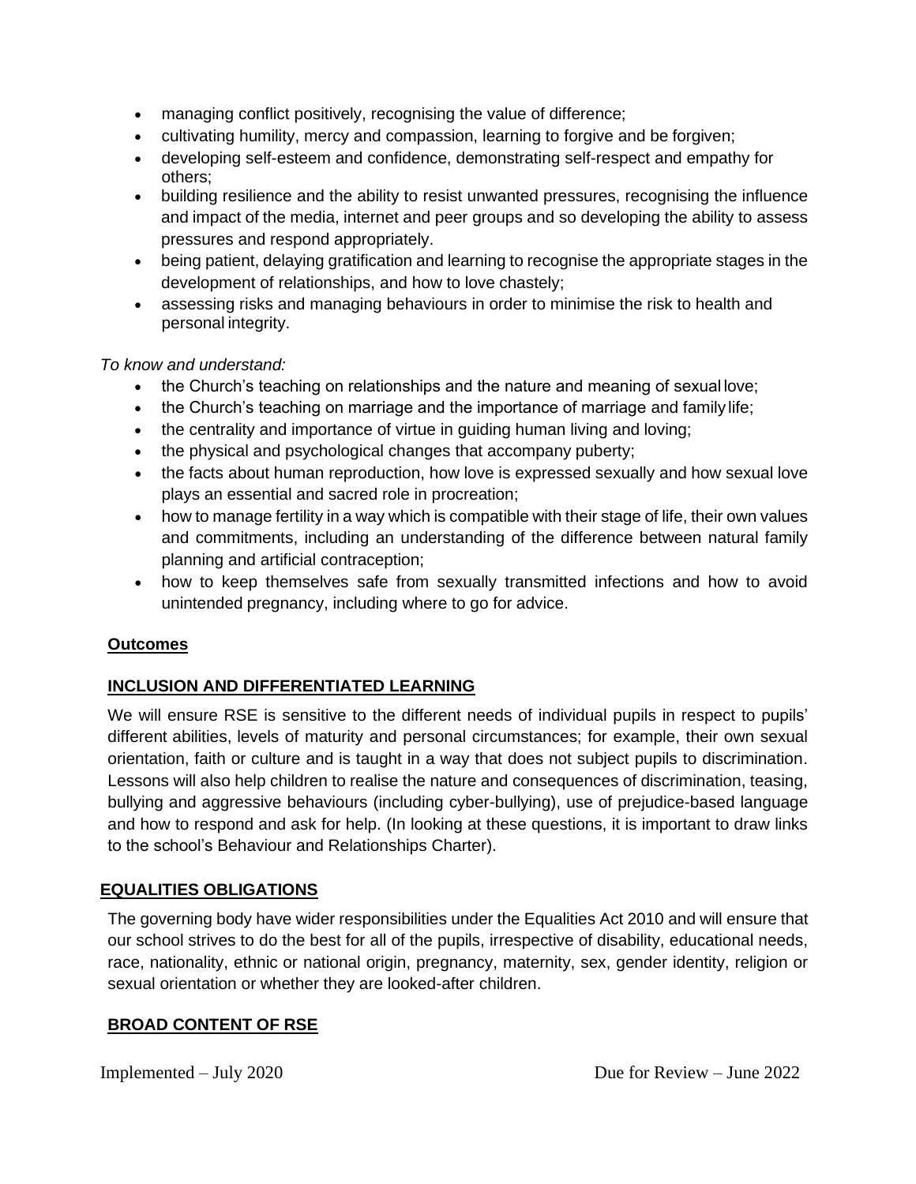- managing conflict positively, recognising the value of difference;
- cultivating humility, mercy and compassion, learning to forgive and be forgiven;
- developing self-esteem and confidence, demonstrating self-respect and empathy for others;
- building resilience and the ability to resist unwanted pressures, recognising the influence and impact of the media, internet and peer groups and so developing the ability to assess pressures and respond appropriately.
- being patient, delaying gratification and learning to recognise the appropriate stages in the development of relationships, and how to love chastely;
- assessing risks and managing behaviours in order to minimise the risk to health and personal integrity.

*To know and understand:*

- the Church's teaching on relationships and the nature and meaning of sexual love;
- the Church's teaching on marriage and the importance of marriage and family life;
- the centrality and importance of virtue in guiding human living and loving;
- the physical and psychological changes that accompany puberty;
- the facts about human reproduction, how love is expressed sexually and how sexual love plays an essential and sacred role in procreation;
- how to manage fertility in a way which is compatible with their stage of life, their own values and commitments, including an understanding of the difference between natural family planning and artificial contraception;
- how to keep themselves safe from sexually transmitted infections and how to avoid unintended pregnancy, including where to go for advice.

**Outcomes**

## INCLUSION AND DIFFERENTIATED LEARNING

We will ensure RSE is sensitive to the different needs of individual pupils in respect to pupils' different abilities, levels of maturity and personal circumstances; for example, their own sexual orientation, faith or culture and is taught in a way that does not subject pupils to discrimination. Lessons will also help children to realise the nature and consequences of discrimination, teasing, bullying and aggressive behaviours (including cyber-bullying), use of prejudice-based language and how to respond and ask for help. (In looking at these questions, it is important to draw links to the school's Behaviour and Relationships Charter).

## EQUALITIES OBLIGATIONS

The governing body have wider responsibilities under the Equalities Act 2010 and will ensure that our school strives to do the best for all of the pupils, irrespective of disability, educational needs, race, nationality, ethnic or national origin, pregnancy, maternity, sex, gender identity, religion or sexual orientation or whether they are looked-after children.

## BROAD CONTENT OF RSE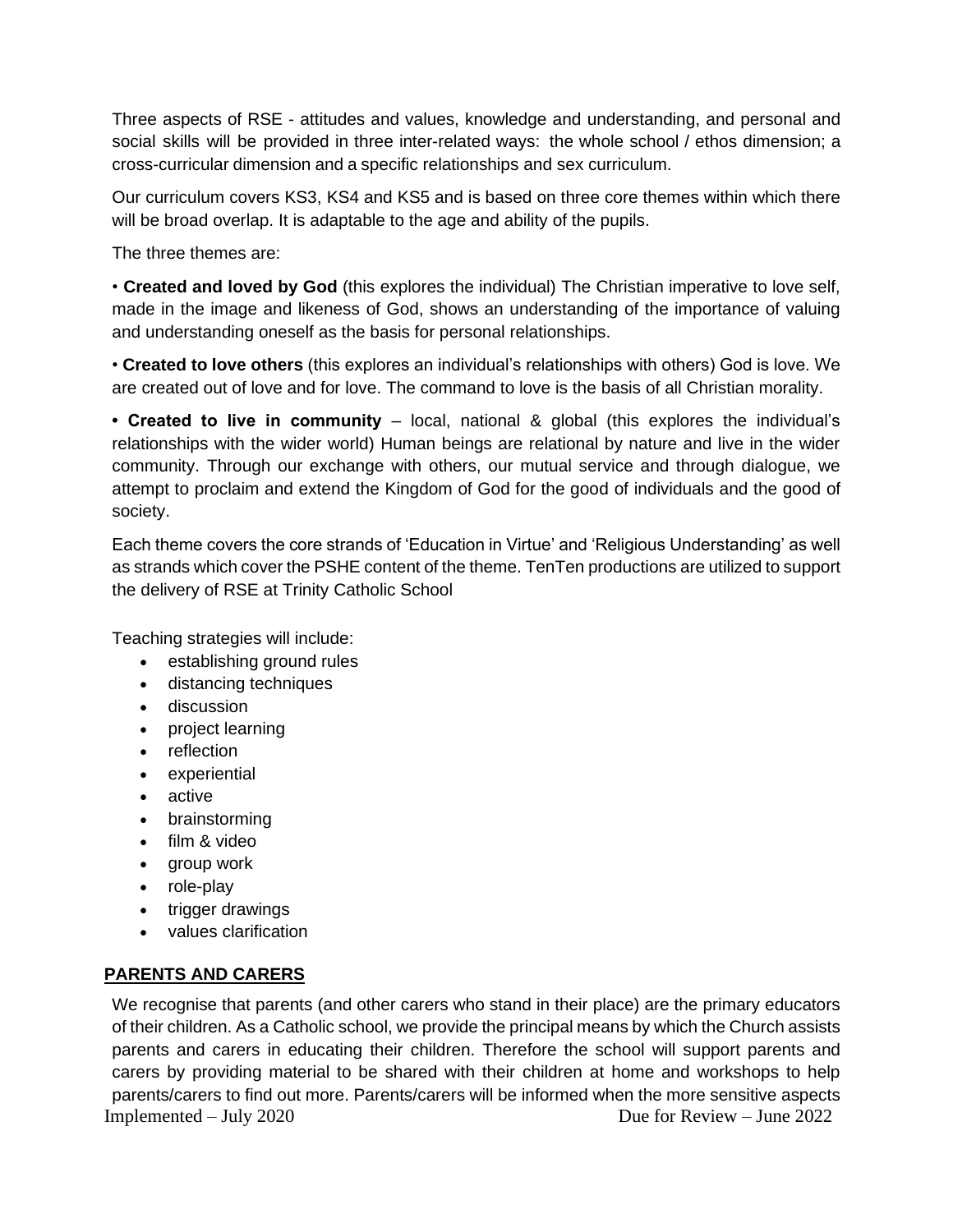Three aspects of RSE - attitudes and values, knowledge and understanding, and personal and social skills will be provided in three inter-related ways: the whole school / ethos dimension; a cross-curricular dimension and a specific relationships and sex curriculum.

Our curriculum covers KS3, KS4 and KS5 and is based on three core themes within which there will be broad overlap. It is adaptable to the age and ability of the pupils.

The three themes are:

• **Created and loved by God** (this explores the individual) The Christian imperative to love self, made in the image and likeness of God, shows an understanding of the importance of valuing and understanding oneself as the basis for personal relationships.

• **Created to love others** (this explores an individual's relationships with others) God is love. We are created out of love and for love. The command to love is the basis of all Christian morality.

**• Created to live in community** – local, national & global (this explores the individual's relationships with the wider world) Human beings are relational by nature and live in the wider community. Through our exchange with others, our mutual service and through dialogue, we attempt to proclaim and extend the Kingdom of God for the good of individuals and the good of society.

Each theme covers the core strands of 'Education in Virtue' and 'Religious Understanding' as well as strands which cover the PSHE content of the theme. TenTen productions are utilized to support the delivery of RSE at Trinity Catholic School

Teaching strategies will include:

- establishing ground rules
- distancing techniques
- discussion
- project learning
- reflection
- experiential
- active
- brainstorming
- film & video
- group work
- role-play
- trigger drawings
- values clarification

## PARENTS AND CARERS

We recognise that parents (and other carers who stand in their place) are the primary educators of their children. As a Catholic school, we provide the principal means by which the Church assists parents and carers in educating their children. Therefore the school will support parents and carers by providing material to be shared with their children at home and workshops to help parents/carers to find out more. Parents/carers will be informed when the more sensitive aspects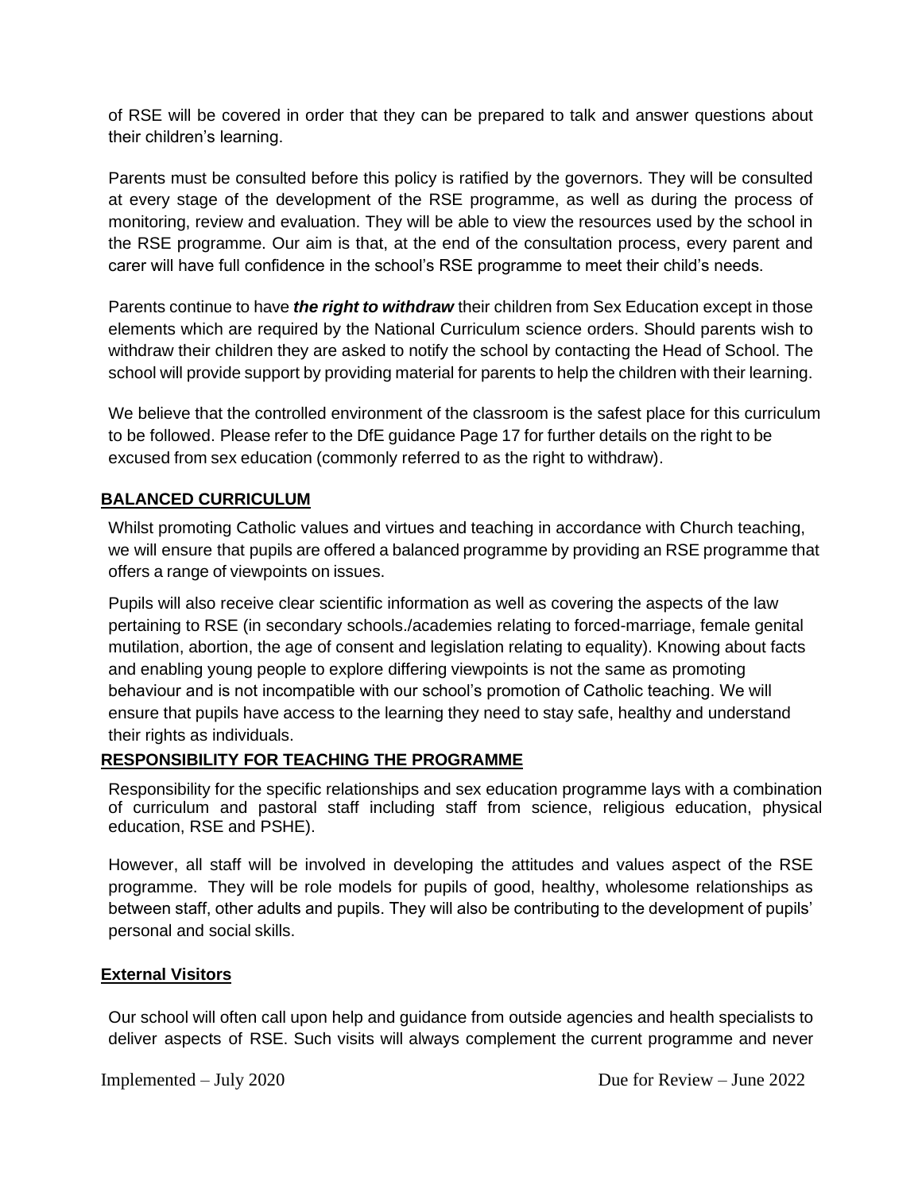of RSE will be covered in order that they can be prepared to talk and answer questions about their children's learning.

Parents must be consulted before this policy is ratified by the governors. They will be consulted at every stage of the development of the RSE programme, as well as during the process of monitoring, review and evaluation. They will be able to view the resources used by the school in the RSE programme. Our aim is that, at the end of the consultation process, every parent and carer will have full confidence in the school's RSE programme to meet their child's needs.

Parents continue to have ***the right to withdraw*** their children from Sex Education except in those elements which are required by the National Curriculum science orders. Should parents wish to withdraw their children they are asked to notify the school by contacting the Head of School. The school will provide support by providing material for parents to help the children with their learning.

We believe that the controlled environment of the classroom is the safest place for this curriculum to be followed. Please refer to the DfE guidance Page 17 for further details on the right to be excused from sex education (commonly referred to as the right to withdraw).

## BALANCED CURRICULUM

Whilst promoting Catholic values and virtues and teaching in accordance with Church teaching, we will ensure that pupils are offered a balanced programme by providing an RSE programme that offers a range of viewpoints on issues.

Pupils will also receive clear scientific information as well as covering the aspects of the law pertaining to RSE (in secondary schools./academies relating to forced-marriage, female genital mutilation, abortion, the age of consent and legislation relating to equality). Knowing about facts and enabling young people to explore differing viewpoints is not the same as promoting behaviour and is not incompatible with our school's promotion of Catholic teaching. We will ensure that pupils have access to the learning they need to stay safe, healthy and understand their rights as individuals.

## RESPONSIBILITY FOR TEACHING THE PROGRAMME

Responsibility for the specific relationships and sex education programme lays with a combination of curriculum and pastoral staff including staff from science, religious education, physical education, RSE and PSHE).

However, all staff will be involved in developing the attitudes and values aspect of the RSE programme. They will be role models for pupils of good, healthy, wholesome relationships as between staff, other adults and pupils. They will also be contributing to the development of pupils' personal and social skills.

### External Visitors

Our school will often call upon help and guidance from outside agencies and health specialists to deliver aspects of RSE. Such visits will always complement the current programme and never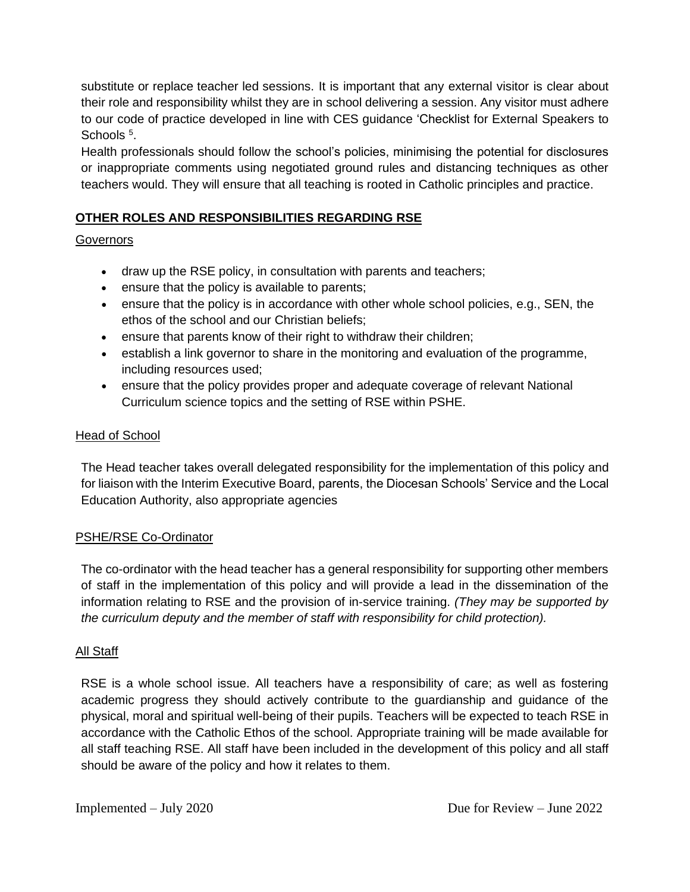substitute or replace teacher led sessions. It is important that any external visitor is clear about their role and responsibility whilst they are in school delivering a session. Any visitor must adhere to our code of practice developed in line with CES guidance 'Checklist for External Speakers to Schools [5].

Health professionals should follow the school's policies, minimising the potential for disclosures or inappropriate comments using negotiated ground rules and distancing techniques as other teachers would. They will ensure that all teaching is rooted in Catholic principles and practice.

## OTHER ROLES AND RESPONSIBILITIES REGARDING RSE

### Governors

- draw up the RSE policy, in consultation with parents and teachers;
- ensure that the policy is available to parents;
- ensure that the policy is in accordance with other whole school policies, e.g., SEN, the ethos of the school and our Christian beliefs;
- ensure that parents know of their right to withdraw their children;
- establish a link governor to share in the monitoring and evaluation of the programme, including resources used;
- ensure that the policy provides proper and adequate coverage of relevant National Curriculum science topics and the setting of RSE within PSHE.

### Head of School

The Head teacher takes overall delegated responsibility for the implementation of this policy and for liaison with the Interim Executive Board, parents, the Diocesan Schools' Service and the Local Education Authority, also appropriate agencies

### PSHE/RSE Co-Ordinator

The co-ordinator with the head teacher has a general responsibility for supporting other members of staff in the implementation of this policy and will provide a lead in the dissemination of the information relating to RSE and the provision of in-service training. *(They may be supported by the curriculum deputy and the member of staff with responsibility for child protection).*

### All Staff

RSE is a whole school issue. All teachers have a responsibility of care; as well as fostering academic progress they should actively contribute to the guardianship and guidance of the physical, moral and spiritual well-being of their pupils. Teachers will be expected to teach RSE in accordance with the Catholic Ethos of the school. Appropriate training will be made available for all staff teaching RSE. All staff have been included in the development of this policy and all staff should be aware of the policy and how it relates to them.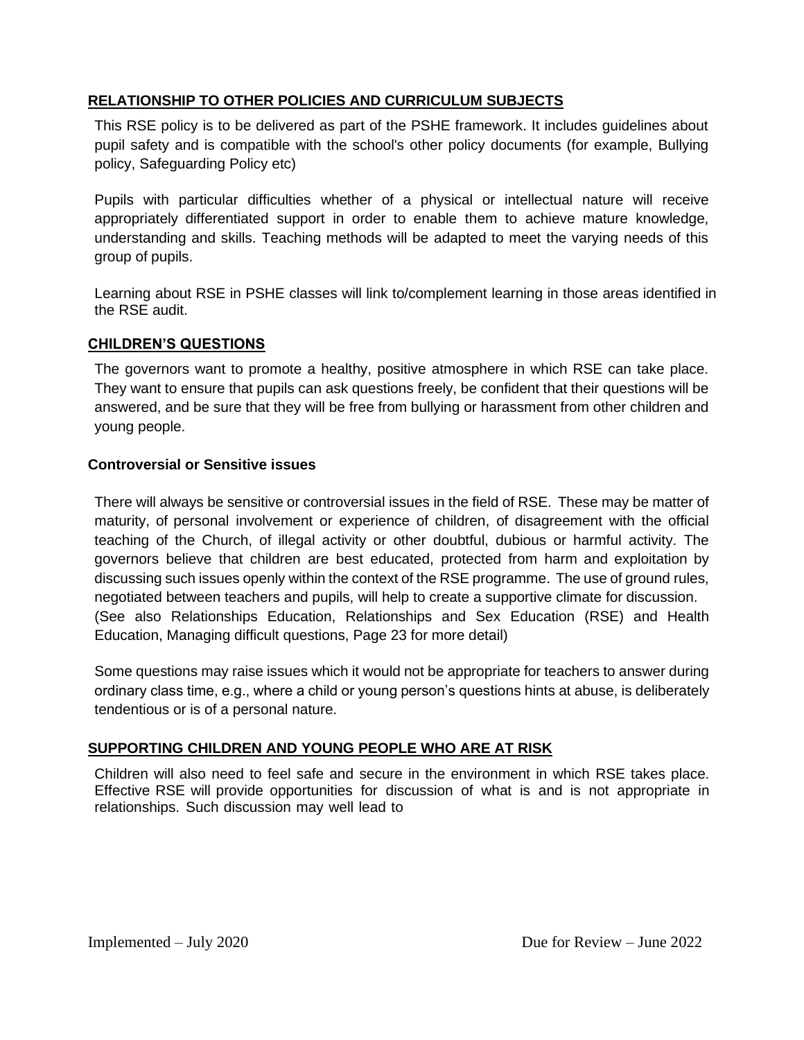## RELATIONSHIP TO OTHER POLICIES AND CURRICULUM SUBJECTS

This RSE policy is to be delivered as part of the PSHE framework. It includes guidelines about pupil safety and is compatible with the school's other policy documents (for example, Bullying policy, Safeguarding Policy etc)

Pupils with particular difficulties whether of a physical or intellectual nature will receive appropriately differentiated support in order to enable them to achieve mature knowledge, understanding and skills. Teaching methods will be adapted to meet the varying needs of this group of pupils.

Learning about RSE in PSHE classes will link to/complement learning in those areas identified in the RSE audit.

## CHILDREN'S QUESTIONS

The governors want to promote a healthy, positive atmosphere in which RSE can take place. They want to ensure that pupils can ask questions freely, be confident that their questions will be answered, and be sure that they will be free from bullying or harassment from other children and young people.

### Controversial or Sensitive issues

There will always be sensitive or controversial issues in the field of RSE. These may be matter of maturity, of personal involvement or experience of children, of disagreement with the official teaching of the Church, of illegal activity or other doubtful, dubious or harmful activity. The governors believe that children are best educated, protected from harm and exploitation by discussing such issues openly within the context of the RSE programme. The use of ground rules, negotiated between teachers and pupils, will help to create a supportive climate for discussion. (See also Relationships Education, Relationships and Sex Education (RSE) and Health Education, Managing difficult questions, Page 23 for more detail)

Some questions may raise issues which it would not be appropriate for teachers to answer during ordinary class time, e.g., where a child or young person's questions hints at abuse, is deliberately tendentious or is of a personal nature.

## SUPPORTING CHILDREN AND YOUNG PEOPLE WHO ARE AT RISK

Children will also need to feel safe and secure in the environment in which RSE takes place. Effective RSE will provide opportunities for discussion of what is and is not appropriate in relationships. Such discussion may well lead to

Implemented – July 2020 Due for Review – June 2022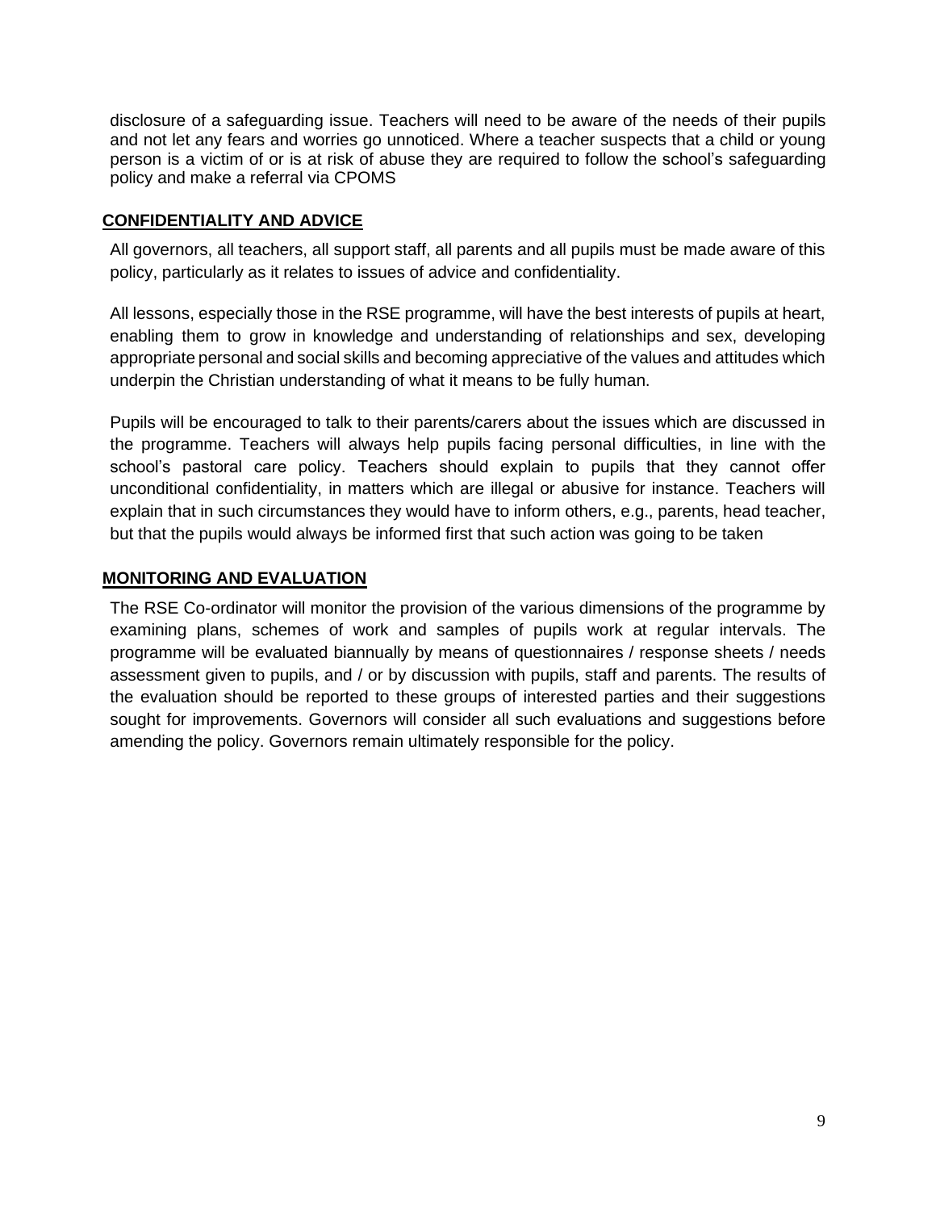disclosure of a safeguarding issue. Teachers will need to be aware of the needs of their pupils and not let any fears and worries go unnoticed. Where a teacher suspects that a child or young person is a victim of or is at risk of abuse they are required to follow the school's safeguarding policy and make a referral via CPOMS

## CONFIDENTIALITY AND ADVICE

All governors, all teachers, all support staff, all parents and all pupils must be made aware of this policy, particularly as it relates to issues of advice and confidentiality.

All lessons, especially those in the RSE programme, will have the best interests of pupils at heart, enabling them to grow in knowledge and understanding of relationships and sex, developing appropriate personal and social skills and becoming appreciative of the values and attitudes which underpin the Christian understanding of what it means to be fully human.

Pupils will be encouraged to talk to their parents/carers about the issues which are discussed in the programme. Teachers will always help pupils facing personal difficulties, in line with the school's pastoral care policy. Teachers should explain to pupils that they cannot offer unconditional confidentiality, in matters which are illegal or abusive for instance. Teachers will explain that in such circumstances they would have to inform others, e.g., parents, head teacher, but that the pupils would always be informed first that such action was going to be taken

## MONITORING AND EVALUATION

The RSE Co-ordinator will monitor the provision of the various dimensions of the programme by examining plans, schemes of work and samples of pupils work at regular intervals. The programme will be evaluated biannually by means of questionnaires / response sheets / needs assessment given to pupils, and / or by discussion with pupils, staff and parents. The results of the evaluation should be reported to these groups of interested parties and their suggestions sought for improvements. Governors will consider all such evaluations and suggestions before amending the policy. Governors remain ultimately responsible for the policy.